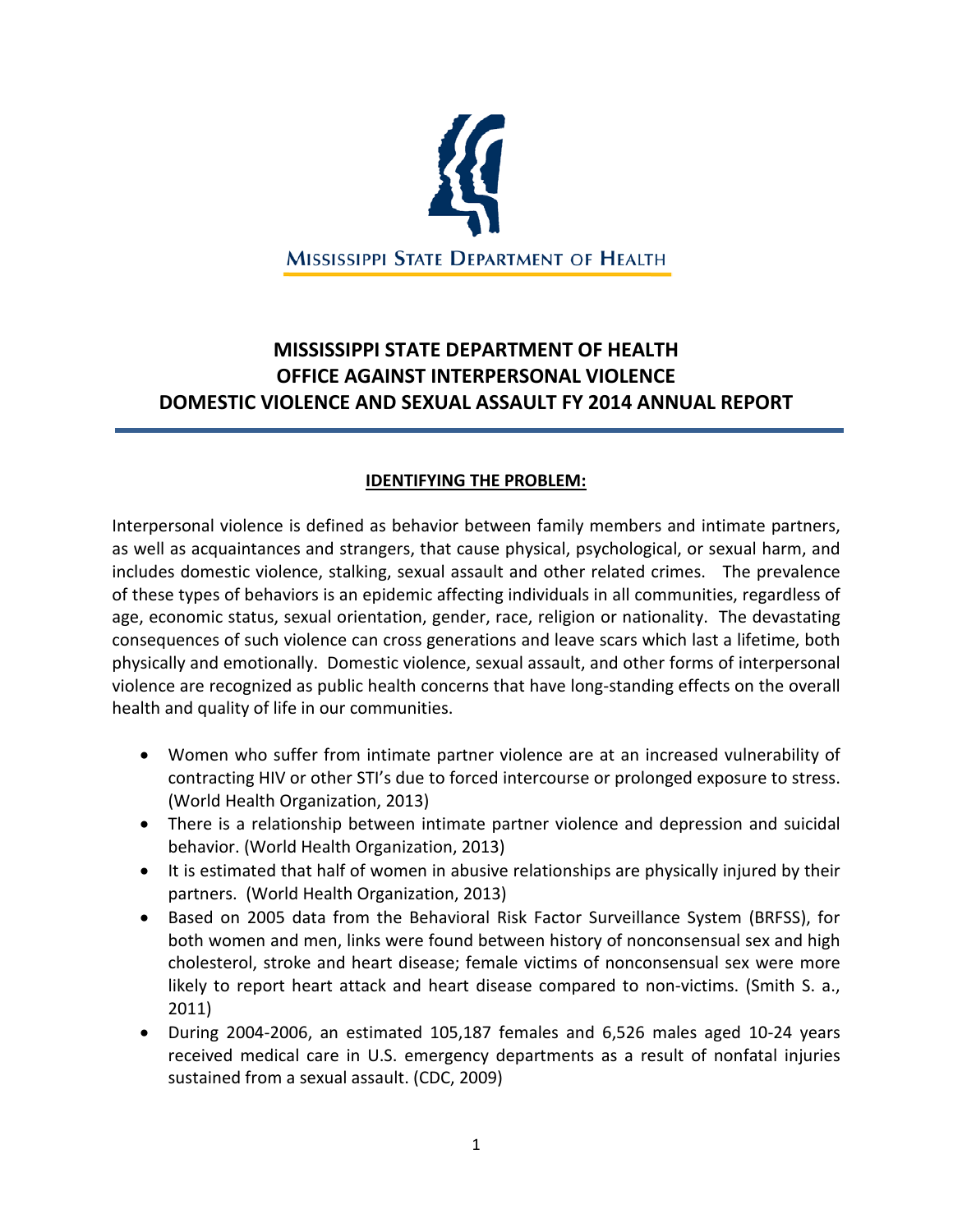MISSISSIPPI STATE DEPARTMENT OF HEALTH

# MISSISSIPPI STATE DEPARTMENT OF HEALTH
# OFFICE AGAINST INTERPERSONAL VIOLENCE
# DOMESTIC VIOLENCE AND SEXUAL ASSAULT FY 2014 ANNUAL REPORT

## IDENTIFYING THE PROBLEM:

Interpersonal violence is defined as behavior between family members and intimate partners, as well as acquaintances and strangers, that cause physical, psychological, or sexual harm, and includes domestic violence, stalking, sexual assault and other related crimes. The prevalence of these types of behaviors is an epidemic affecting individuals in all communities, regardless of age, economic status, sexual orientation, gender, race, religion or nationality. The devastating consequences of such violence can cross generations and leave scars which last a lifetime, both physically and emotionally. Domestic violence, sexual assault, and other forms of interpersonal violence are recognized as public health concerns that have long-standing effects on the overall health and quality of life in our communities.

- Women who suffer from intimate partner violence are at an increased vulnerability of contracting HIV or other STI's due to forced intercourse or prolonged exposure to stress. (World Health Organization, 2013)
- There is a relationship between intimate partner violence and depression and suicidal behavior. (World Health Organization, 2013)
- It is estimated that half of women in abusive relationships are physically injured by their partners. (World Health Organization, 2013)
- Based on 2005 data from the Behavioral Risk Factor Surveillance System (BRFSS), for both women and men, links were found between history of nonconsensual sex and high cholesterol, stroke and heart disease; female victims of nonconsensual sex were more likely to report heart attack and heart disease compared to non-victims. (Smith S. a., 2011)
- During 2004-2006, an estimated 105,187 females and 6,526 males aged 10-24 years received medical care in U.S. emergency departments as a result of nonfatal injuries sustained from a sexual assault. (CDC, 2009)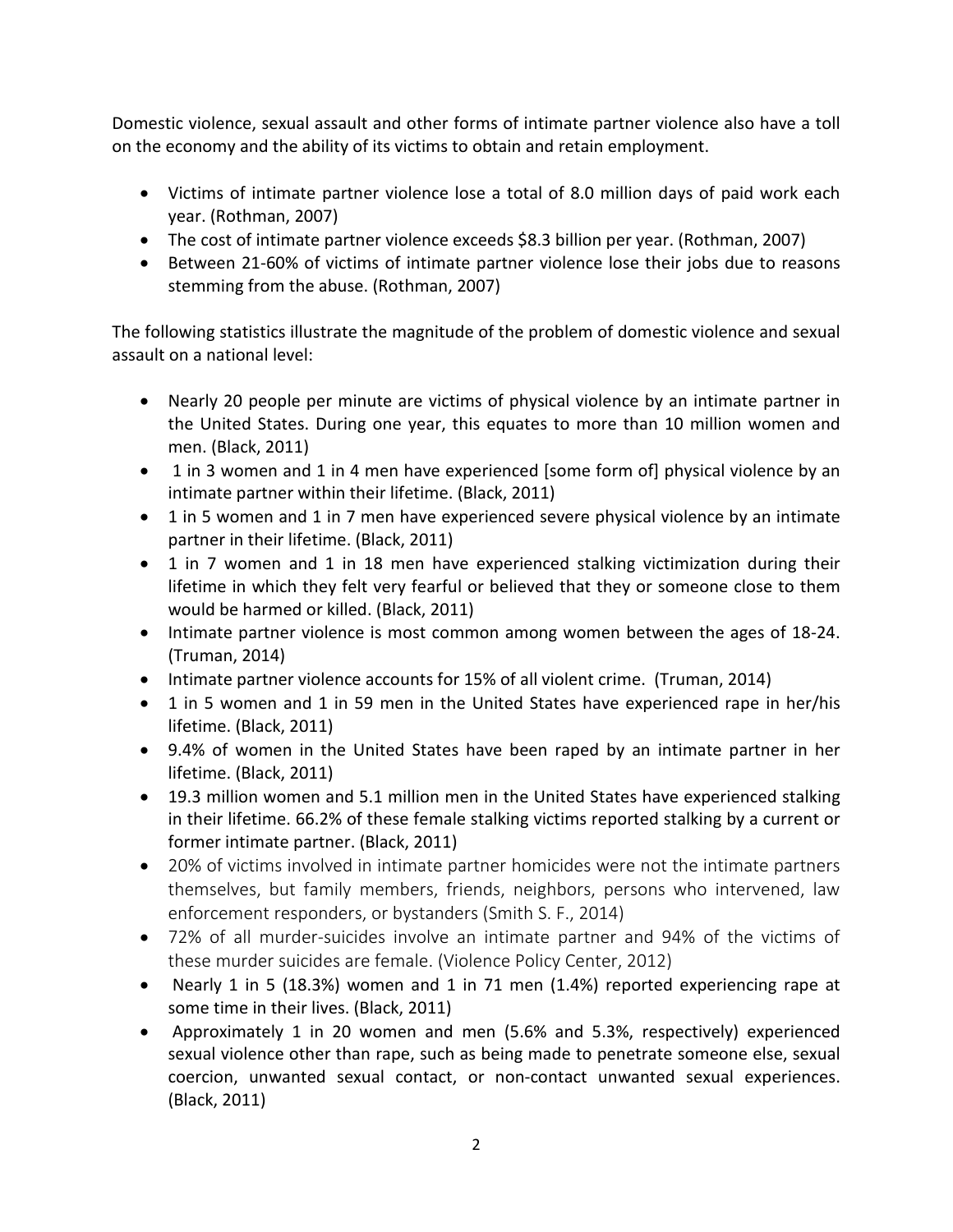Domestic violence, sexual assault and other forms of intimate partner violence also have a toll on the economy and the ability of its victims to obtain and retain employment.

- Victims of intimate partner violence lose a total of 8.0 million days of paid work each year. (Rothman, 2007)
- The cost of intimate partner violence exceeds $8.3 billion per year. (Rothman, 2007)
- Between 21-60% of victims of intimate partner violence lose their jobs due to reasons stemming from the abuse. (Rothman, 2007)

The following statistics illustrate the magnitude of the problem of domestic violence and sexual assault on a national level:

- Nearly 20 people per minute are victims of physical violence by an intimate partner in the United States. During one year, this equates to more than 10 million women and men. (Black, 2011)
- 1 in 3 women and 1 in 4 men have experienced [some form of] physical violence by an intimate partner within their lifetime. (Black, 2011)
- 1 in 5 women and 1 in 7 men have experienced severe physical violence by an intimate partner in their lifetime. (Black, 2011)
- 1 in 7 women and 1 in 18 men have experienced stalking victimization during their lifetime in which they felt very fearful or believed that they or someone close to them would be harmed or killed. (Black, 2011)
- Intimate partner violence is most common among women between the ages of 18-24. (Truman, 2014)
- Intimate partner violence accounts for 15% of all violent crime. (Truman, 2014)
- 1 in 5 women and 1 in 59 men in the United States have experienced rape in her/his lifetime. (Black, 2011)
- 9.4% of women in the United States have been raped by an intimate partner in her lifetime. (Black, 2011)
- 19.3 million women and 5.1 million men in the United States have experienced stalking in their lifetime. 66.2% of these female stalking victims reported stalking by a current or former intimate partner. (Black, 2011)
- 20% of victims involved in intimate partner homicides were not the intimate partners themselves, but family members, friends, neighbors, persons who intervened, law enforcement responders, or bystanders (Smith S. F., 2014)
- 72% of all murder-suicides involve an intimate partner and 94% of the victims of these murder suicides are female. (Violence Policy Center, 2012)
- Nearly 1 in 5 (18.3%) women and 1 in 71 men (1.4%) reported experiencing rape at some time in their lives. (Black, 2011)
- Approximately 1 in 20 women and men (5.6% and 5.3%, respectively) experienced sexual violence other than rape, such as being made to penetrate someone else, sexual coercion, unwanted sexual contact, or non-contact unwanted sexual experiences. (Black, 2011)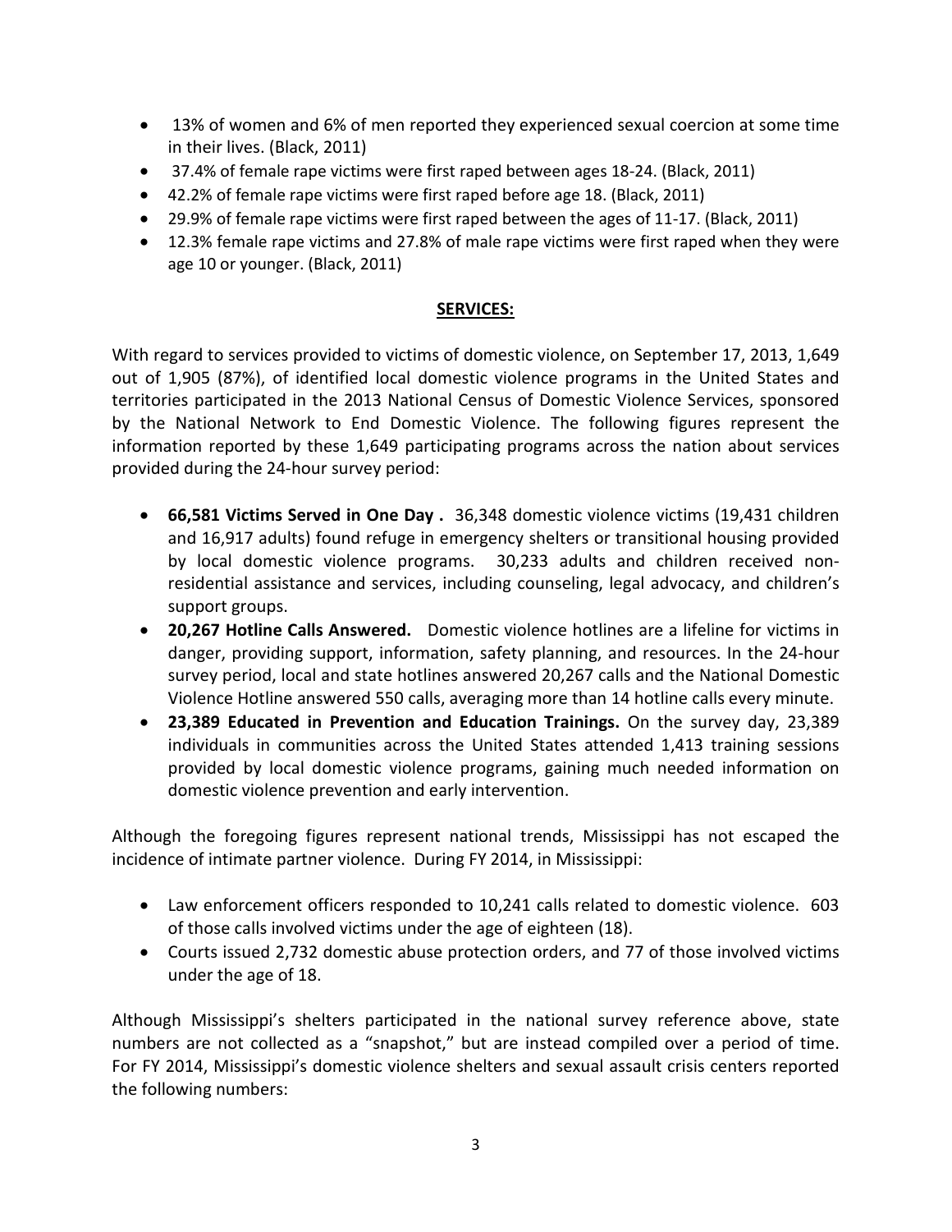- 13% of women and 6% of men reported they experienced sexual coercion at some time in their lives. (Black, 2011)
- 37.4% of female rape victims were first raped between ages 18-24. (Black, 2011)
- 42.2% of female rape victims were first raped before age 18. (Black, 2011)
- 29.9% of female rape victims were first raped between the ages of 11-17. (Black, 2011)
- 12.3% female rape victims and 27.8% of male rape victims were first raped when they were age 10 or younger. (Black, 2011)

## SERVICES:

With regard to services provided to victims of domestic violence, on September 17, 2013, 1,649 out of 1,905 (87%), of identified local domestic violence programs in the United States and territories participated in the 2013 National Census of Domestic Violence Services, sponsored by the National Network to End Domestic Violence. The following figures represent the information reported by these 1,649 participating programs across the nation about services provided during the 24-hour survey period:

- **66,581 Victims Served in One Day .** 36,348 domestic violence victims (19,431 children and 16,917 adults) found refuge in emergency shelters or transitional housing provided by local domestic violence programs. 30,233 adults and children received non-residential assistance and services, including counseling, legal advocacy, and children's support groups.
- **20,267 Hotline Calls Answered.** Domestic violence hotlines are a lifeline for victims in danger, providing support, information, safety planning, and resources. In the 24-hour survey period, local and state hotlines answered 20,267 calls and the National Domestic Violence Hotline answered 550 calls, averaging more than 14 hotline calls every minute.
- **23,389 Educated in Prevention and Education Trainings.** On the survey day, 23,389 individuals in communities across the United States attended 1,413 training sessions provided by local domestic violence programs, gaining much needed information on domestic violence prevention and early intervention.

Although the foregoing figures represent national trends, Mississippi has not escaped the incidence of intimate partner violence. During FY 2014, in Mississippi:

- Law enforcement officers responded to 10,241 calls related to domestic violence. 603 of those calls involved victims under the age of eighteen (18).
- Courts issued 2,732 domestic abuse protection orders, and 77 of those involved victims under the age of 18.

Although Mississippi's shelters participated in the national survey reference above, state numbers are not collected as a "snapshot," but are instead compiled over a period of time. For FY 2014, Mississippi's domestic violence shelters and sexual assault crisis centers reported the following numbers: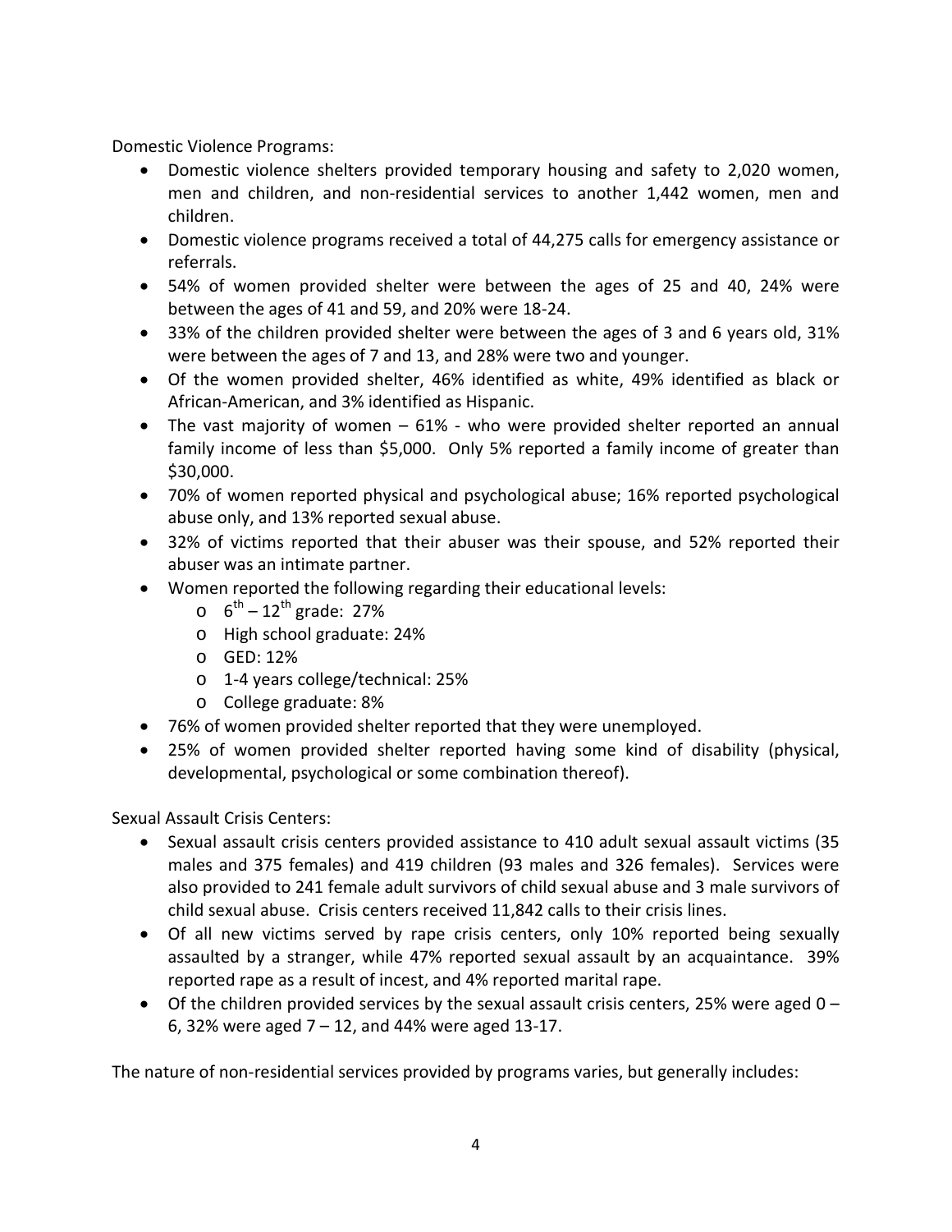Domestic Violence Programs:

- Domestic violence shelters provided temporary housing and safety to 2,020 women, men and children, and non-residential services to another 1,442 women, men and children.
- Domestic violence programs received a total of 44,275 calls for emergency assistance or referrals.
- 54% of women provided shelter were between the ages of 25 and 40, 24% were between the ages of 41 and 59, and 20% were 18-24.
- 33% of the children provided shelter were between the ages of 3 and 6 years old, 31% were between the ages of 7 and 13, and 28% were two and younger.
- Of the women provided shelter, 46% identified as white, 49% identified as black or African-American, and 3% identified as Hispanic.
- The vast majority of women – 61% - who were provided shelter reported an annual family income of less than $5,000. Only 5% reported a family income of greater than $30,000.
- 70% of women reported physical and psychological abuse; 16% reported psychological abuse only, and 13% reported sexual abuse.
- 32% of victims reported that their abuser was their spouse, and 52% reported their abuser was an intimate partner.
- Women reported the following regarding their educational levels:
  - 6th – 12th grade: 27%
  - High school graduate: 24%
  - GED: 12%
  - 1-4 years college/technical: 25%
  - College graduate: 8%
- 76% of women provided shelter reported that they were unemployed.
- 25% of women provided shelter reported having some kind of disability (physical, developmental, psychological or some combination thereof).

Sexual Assault Crisis Centers:

- Sexual assault crisis centers provided assistance to 410 adult sexual assault victims (35 males and 375 females) and 419 children (93 males and 326 females). Services were also provided to 241 female adult survivors of child sexual abuse and 3 male survivors of child sexual abuse. Crisis centers received 11,842 calls to their crisis lines.
- Of all new victims served by rape crisis centers, only 10% reported being sexually assaulted by a stranger, while 47% reported sexual assault by an acquaintance. 39% reported rape as a result of incest, and 4% reported marital rape.
- Of the children provided services by the sexual assault crisis centers, 25% were aged 0 – 6, 32% were aged 7 – 12, and 44% were aged 13-17.

The nature of non-residential services provided by programs varies, but generally includes: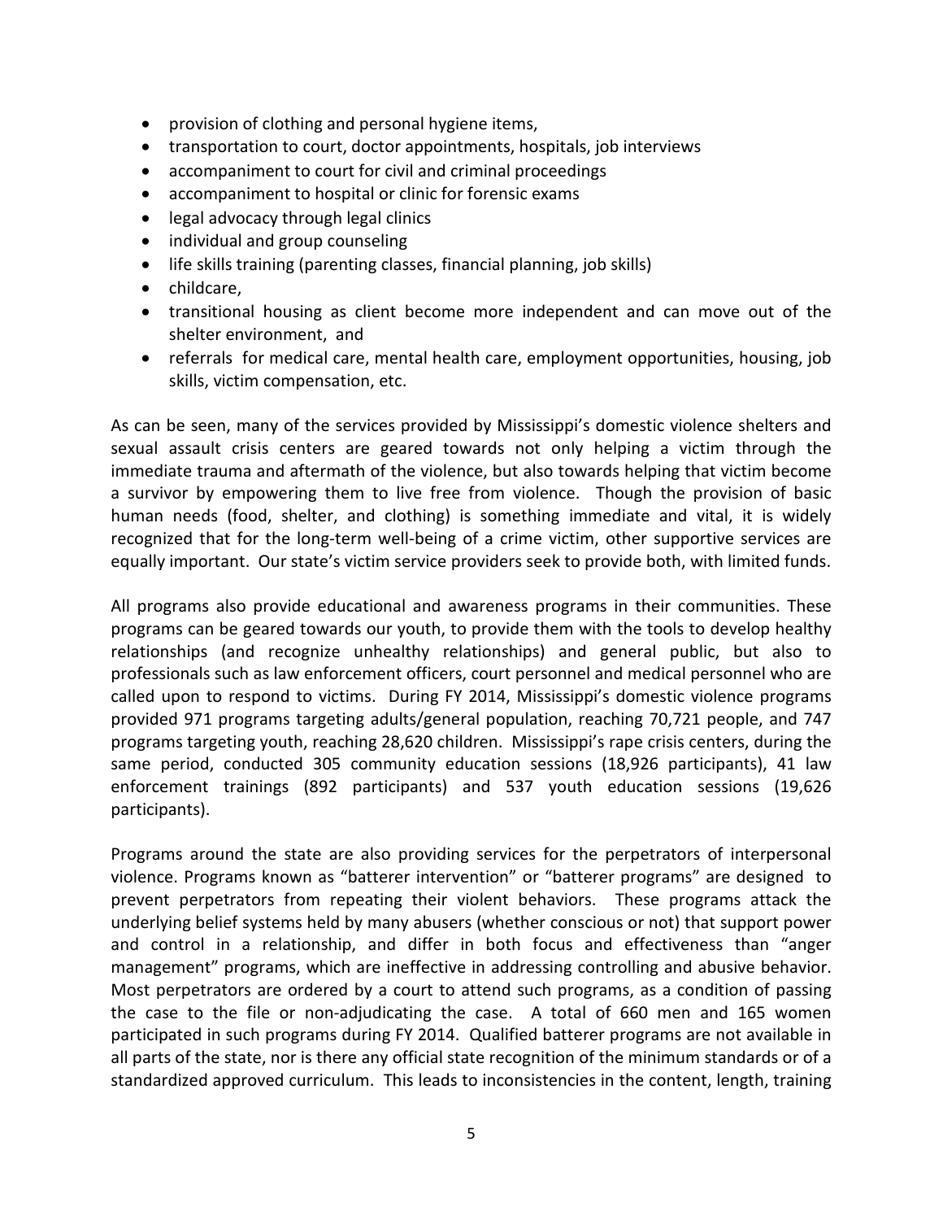- provision of clothing and personal hygiene items,
- transportation to court, doctor appointments, hospitals, job interviews
- accompaniment to court for civil and criminal proceedings
- accompaniment to hospital or clinic for forensic exams
- legal advocacy through legal clinics
- individual and group counseling
- life skills training (parenting classes, financial planning, job skills)
- childcare,
- transitional housing as client become more independent and can move out of the shelter environment, and
- referrals for medical care, mental health care, employment opportunities, housing, job skills, victim compensation, etc.

As can be seen, many of the services provided by Mississippi's domestic violence shelters and sexual assault crisis centers are geared towards not only helping a victim through the immediate trauma and aftermath of the violence, but also towards helping that victim become a survivor by empowering them to live free from violence. Though the provision of basic human needs (food, shelter, and clothing) is something immediate and vital, it is widely recognized that for the long-term well-being of a crime victim, other supportive services are equally important. Our state's victim service providers seek to provide both, with limited funds.

All programs also provide educational and awareness programs in their communities. These programs can be geared towards our youth, to provide them with the tools to develop healthy relationships (and recognize unhealthy relationships) and general public, but also to professionals such as law enforcement officers, court personnel and medical personnel who are called upon to respond to victims. During FY 2014, Mississippi's domestic violence programs provided 971 programs targeting adults/general population, reaching 70,721 people, and 747 programs targeting youth, reaching 28,620 children. Mississippi's rape crisis centers, during the same period, conducted 305 community education sessions (18,926 participants), 41 law enforcement trainings (892 participants) and 537 youth education sessions (19,626 participants).

Programs around the state are also providing services for the perpetrators of interpersonal violence. Programs known as "batterer intervention" or "batterer programs" are designed to prevent perpetrators from repeating their violent behaviors. These programs attack the underlying belief systems held by many abusers (whether conscious or not) that support power and control in a relationship, and differ in both focus and effectiveness than "anger management" programs, which are ineffective in addressing controlling and abusive behavior. Most perpetrators are ordered by a court to attend such programs, as a condition of passing the case to the file or non-adjudicating the case. A total of 660 men and 165 women participated in such programs during FY 2014. Qualified batterer programs are not available in all parts of the state, nor is there any official state recognition of the minimum standards or of a standardized approved curriculum. This leads to inconsistencies in the content, length, training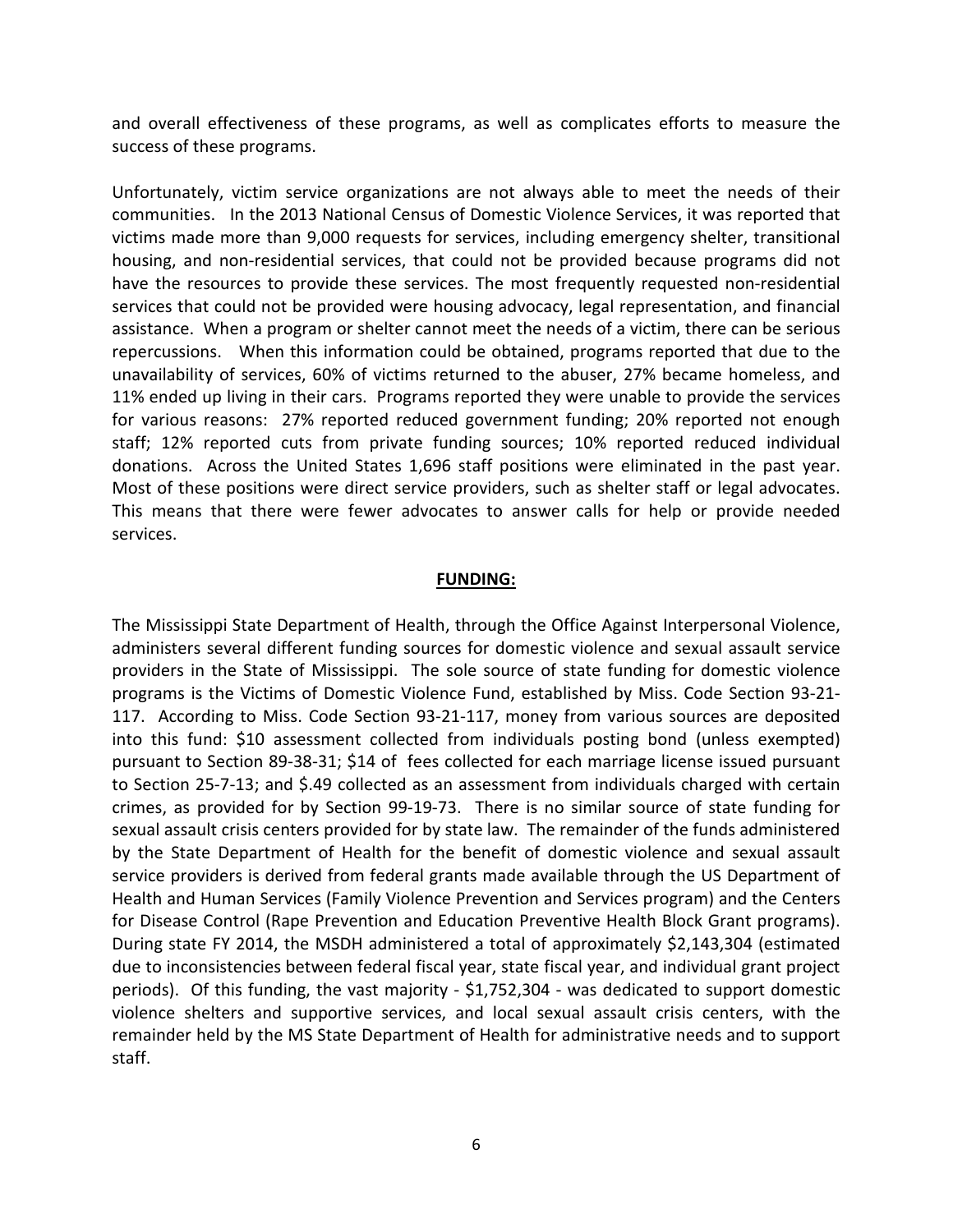and overall effectiveness of these programs, as well as complicates efforts to measure the success of these programs.

Unfortunately, victim service organizations are not always able to meet the needs of their communities. In the 2013 National Census of Domestic Violence Services, it was reported that victims made more than 9,000 requests for services, including emergency shelter, transitional housing, and non-residential services, that could not be provided because programs did not have the resources to provide these services. The most frequently requested non-residential services that could not be provided were housing advocacy, legal representation, and financial assistance. When a program or shelter cannot meet the needs of a victim, there can be serious repercussions. When this information could be obtained, programs reported that due to the unavailability of services, 60% of victims returned to the abuser, 27% became homeless, and 11% ended up living in their cars. Programs reported they were unable to provide the services for various reasons: 27% reported reduced government funding; 20% reported not enough staff; 12% reported cuts from private funding sources; 10% reported reduced individual donations. Across the United States 1,696 staff positions were eliminated in the past year. Most of these positions were direct service providers, such as shelter staff or legal advocates. This means that there were fewer advocates to answer calls for help or provide needed services.

## FUNDING:

The Mississippi State Department of Health, through the Office Against Interpersonal Violence, administers several different funding sources for domestic violence and sexual assault service providers in the State of Mississippi. The sole source of state funding for domestic violence programs is the Victims of Domestic Violence Fund, established by Miss. Code Section 93-21-117. According to Miss. Code Section 93-21-117, money from various sources are deposited into this fund: $10 assessment collected from individuals posting bond (unless exempted) pursuant to Section 89-38-31; $14 of fees collected for each marriage license issued pursuant to Section 25-7-13; and $.49 collected as an assessment from individuals charged with certain crimes, as provided for by Section 99-19-73. There is no similar source of state funding for sexual assault crisis centers provided for by state law. The remainder of the funds administered by the State Department of Health for the benefit of domestic violence and sexual assault service providers is derived from federal grants made available through the US Department of Health and Human Services (Family Violence Prevention and Services program) and the Centers for Disease Control (Rape Prevention and Education Preventive Health Block Grant programs). During state FY 2014, the MSDH administered a total of approximately $2,143,304 (estimated due to inconsistencies between federal fiscal year, state fiscal year, and individual grant project periods). Of this funding, the vast majority - $1,752,304 - was dedicated to support domestic violence shelters and supportive services, and local sexual assault crisis centers, with the remainder held by the MS State Department of Health for administrative needs and to support staff.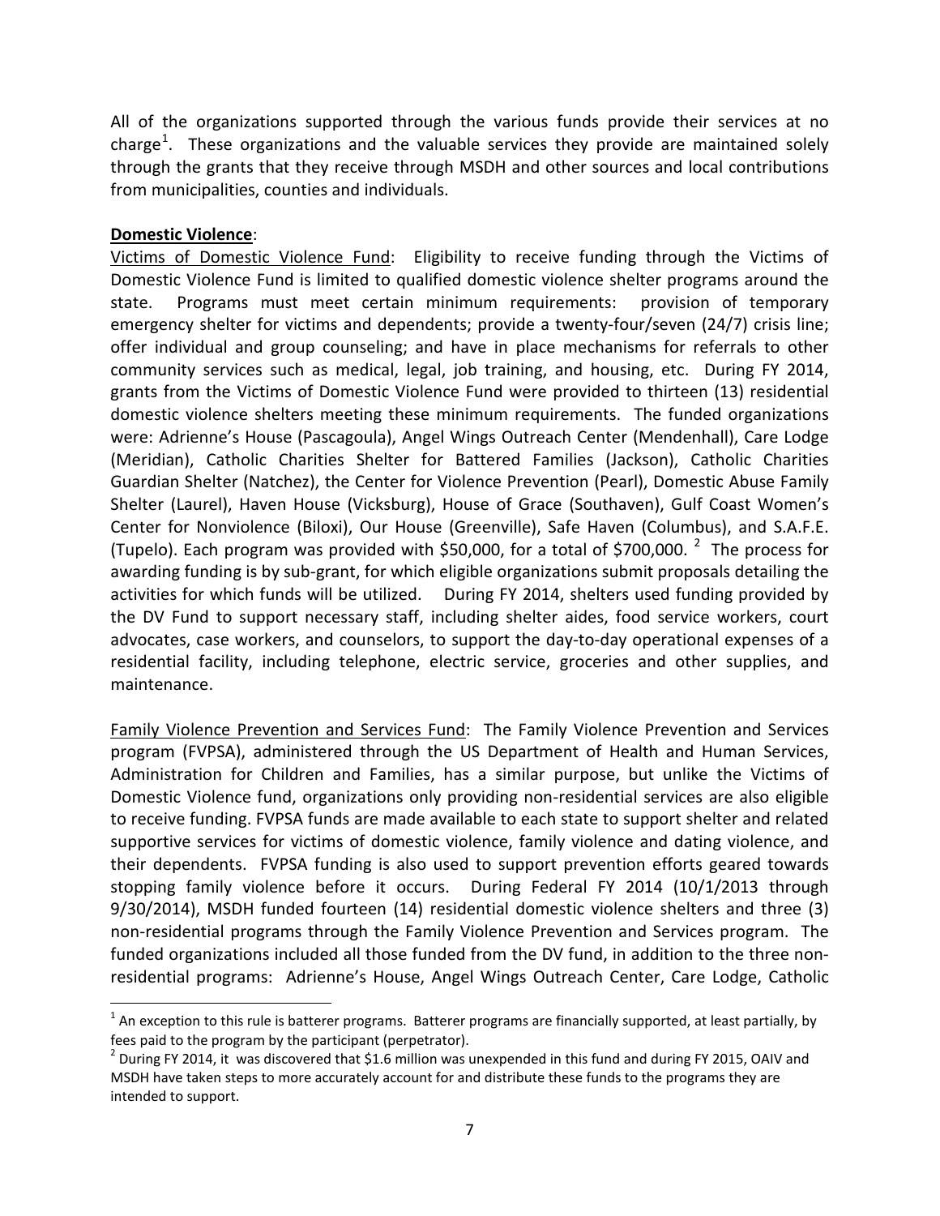All of the organizations supported through the various funds provide their services at no charge[1]. These organizations and the valuable services they provide are maintained solely through the grants that they receive through MSDH and other sources and local contributions from municipalities, counties and individuals.

**Domestic Violence**:

Victims of Domestic Violence Fund: Eligibility to receive funding through the Victims of Domestic Violence Fund is limited to qualified domestic violence shelter programs around the state. Programs must meet certain minimum requirements: provision of temporary emergency shelter for victims and dependents; provide a twenty-four/seven (24/7) crisis line; offer individual and group counseling; and have in place mechanisms for referrals to other community services such as medical, legal, job training, and housing, etc. During FY 2014, grants from the Victims of Domestic Violence Fund were provided to thirteen (13) residential domestic violence shelters meeting these minimum requirements. The funded organizations were: Adrienne's House (Pascagoula), Angel Wings Outreach Center (Mendenhall), Care Lodge (Meridian), Catholic Charities Shelter for Battered Families (Jackson), Catholic Charities Guardian Shelter (Natchez), the Center for Violence Prevention (Pearl), Domestic Abuse Family Shelter (Laurel), Haven House (Vicksburg), House of Grace (Southaven), Gulf Coast Women's Center for Nonviolence (Biloxi), Our House (Greenville), Safe Haven (Columbus), and S.A.F.E. (Tupelo). Each program was provided with \$50,000, for a total of \$700,000. [2] The process for awarding funding is by sub-grant, for which eligible organizations submit proposals detailing the activities for which funds will be utilized. During FY 2014, shelters used funding provided by the DV Fund to support necessary staff, including shelter aides, food service workers, court advocates, case workers, and counselors, to support the day-to-day operational expenses of a residential facility, including telephone, electric service, groceries and other supplies, and maintenance.

Family Violence Prevention and Services Fund: The Family Violence Prevention and Services program (FVPSA), administered through the US Department of Health and Human Services, Administration for Children and Families, has a similar purpose, but unlike the Victims of Domestic Violence fund, organizations only providing non-residential services are also eligible to receive funding. FVPSA funds are made available to each state to support shelter and related supportive services for victims of domestic violence, family violence and dating violence, and their dependents. FVPSA funding is also used to support prevention efforts geared towards stopping family violence before it occurs. During Federal FY 2014 (10/1/2013 through 9/30/2014), MSDH funded fourteen (14) residential domestic violence shelters and three (3) non-residential programs through the Family Violence Prevention and Services program. The funded organizations included all those funded from the DV fund, in addition to the three non-residential programs: Adrienne's House, Angel Wings Outreach Center, Care Lodge, Catholic

---

[1] An exception to this rule is batterer programs. Batterer programs are financially supported, at least partially, by fees paid to the program by the participant (perpetrator).

[2] During FY 2014, it was discovered that \$1.6 million was unexpended in this fund and during FY 2015, OAIV and MSDH have taken steps to more accurately account for and distribute these funds to the programs they are intended to support.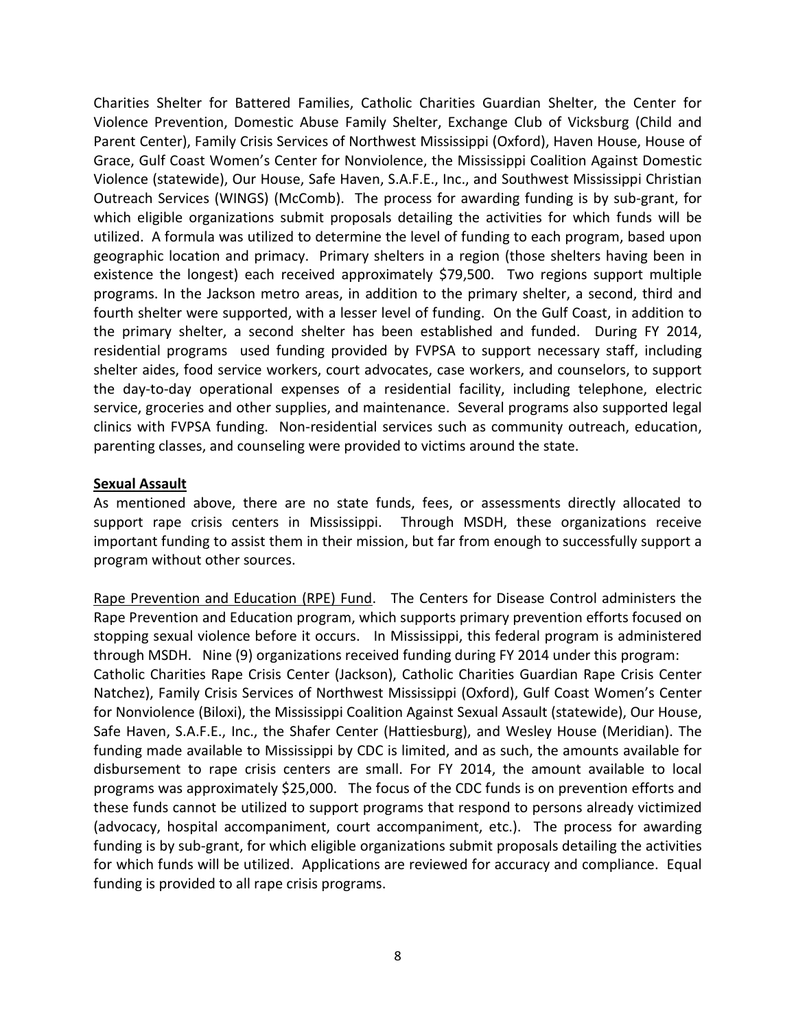Charities Shelter for Battered Families, Catholic Charities Guardian Shelter, the Center for Violence Prevention, Domestic Abuse Family Shelter, Exchange Club of Vicksburg (Child and Parent Center), Family Crisis Services of Northwest Mississippi (Oxford), Haven House, House of Grace, Gulf Coast Women's Center for Nonviolence, the Mississippi Coalition Against Domestic Violence (statewide), Our House, Safe Haven, S.A.F.E., Inc., and Southwest Mississippi Christian Outreach Services (WINGS) (McComb). The process for awarding funding is by sub-grant, for which eligible organizations submit proposals detailing the activities for which funds will be utilized. A formula was utilized to determine the level of funding to each program, based upon geographic location and primacy. Primary shelters in a region (those shelters having been in existence the longest) each received approximately $79,500. Two regions support multiple programs. In the Jackson metro areas, in addition to the primary shelter, a second, third and fourth shelter were supported, with a lesser level of funding. On the Gulf Coast, in addition to the primary shelter, a second shelter has been established and funded. During FY 2014, residential programs used funding provided by FVPSA to support necessary staff, including shelter aides, food service workers, court advocates, case workers, and counselors, to support the day-to-day operational expenses of a residential facility, including telephone, electric service, groceries and other supplies, and maintenance. Several programs also supported legal clinics with FVPSA funding. Non-residential services such as community outreach, education, parenting classes, and counseling were provided to victims around the state.

**Sexual Assault**

As mentioned above, there are no state funds, fees, or assessments directly allocated to support rape crisis centers in Mississippi. Through MSDH, these organizations receive important funding to assist them in their mission, but far from enough to successfully support a program without other sources.

Rape Prevention and Education (RPE) Fund. The Centers for Disease Control administers the Rape Prevention and Education program, which supports primary prevention efforts focused on stopping sexual violence before it occurs. In Mississippi, this federal program is administered through MSDH. Nine (9) organizations received funding during FY 2014 under this program: Catholic Charities Rape Crisis Center (Jackson), Catholic Charities Guardian Rape Crisis Center Natchez), Family Crisis Services of Northwest Mississippi (Oxford), Gulf Coast Women's Center for Nonviolence (Biloxi), the Mississippi Coalition Against Sexual Assault (statewide), Our House, Safe Haven, S.A.F.E., Inc., the Shafer Center (Hattiesburg), and Wesley House (Meridian). The funding made available to Mississippi by CDC is limited, and as such, the amounts available for disbursement to rape crisis centers are small. For FY 2014, the amount available to local programs was approximately $25,000. The focus of the CDC funds is on prevention efforts and these funds cannot be utilized to support programs that respond to persons already victimized (advocacy, hospital accompaniment, court accompaniment, etc.). The process for awarding funding is by sub-grant, for which eligible organizations submit proposals detailing the activities for which funds will be utilized. Applications are reviewed for accuracy and compliance. Equal funding is provided to all rape crisis programs.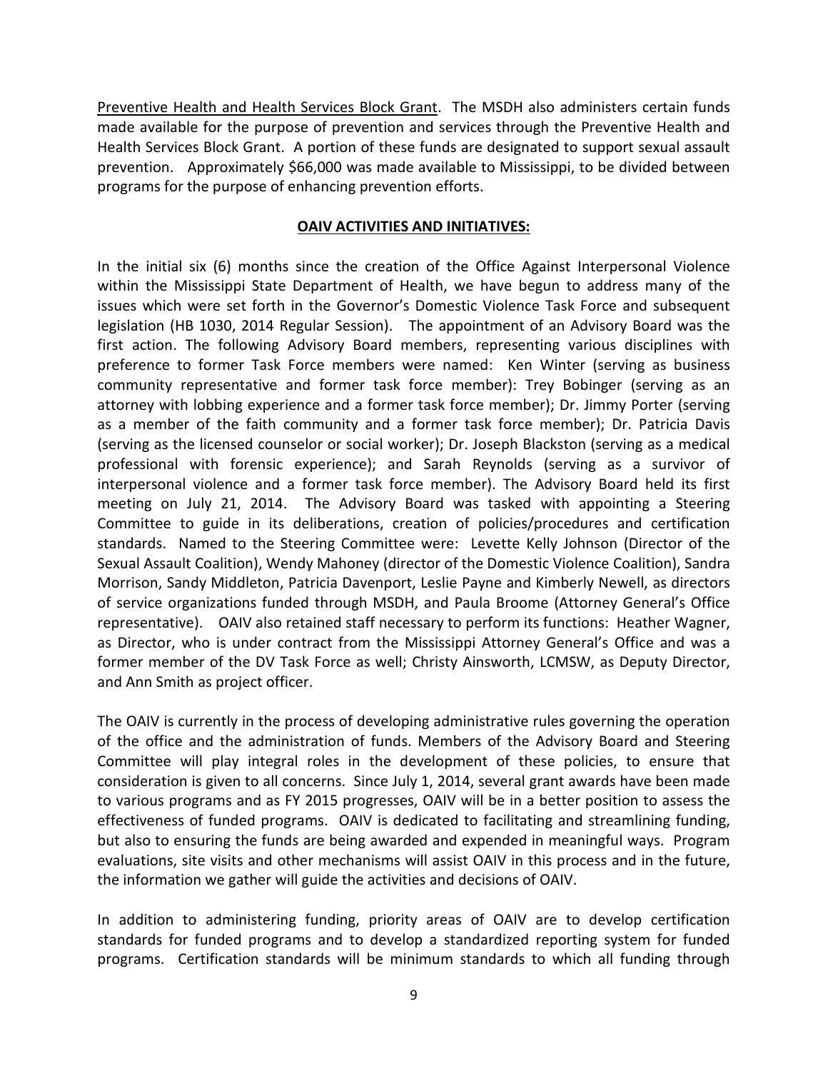Preventive Health and Health Services Block Grant. The MSDH also administers certain funds made available for the purpose of prevention and services through the Preventive Health and Health Services Block Grant. A portion of these funds are designated to support sexual assault prevention. Approximately $66,000 was made available to Mississippi, to be divided between programs for the purpose of enhancing prevention efforts.

## OAIV ACTIVITIES AND INITIATIVES:

In the initial six (6) months since the creation of the Office Against Interpersonal Violence within the Mississippi State Department of Health, we have begun to address many of the issues which were set forth in the Governor's Domestic Violence Task Force and subsequent legislation (HB 1030, 2014 Regular Session). The appointment of an Advisory Board was the first action. The following Advisory Board members, representing various disciplines with preference to former Task Force members were named: Ken Winter (serving as business community representative and former task force member): Trey Bobinger (serving as an attorney with lobbing experience and a former task force member); Dr. Jimmy Porter (serving as a member of the faith community and a former task force member); Dr. Patricia Davis (serving as the licensed counselor or social worker); Dr. Joseph Blackston (serving as a medical professional with forensic experience); and Sarah Reynolds (serving as a survivor of interpersonal violence and a former task force member). The Advisory Board held its first meeting on July 21, 2014. The Advisory Board was tasked with appointing a Steering Committee to guide in its deliberations, creation of policies/procedures and certification standards. Named to the Steering Committee were: Levette Kelly Johnson (Director of the Sexual Assault Coalition), Wendy Mahoney (director of the Domestic Violence Coalition), Sandra Morrison, Sandy Middleton, Patricia Davenport, Leslie Payne and Kimberly Newell, as directors of service organizations funded through MSDH, and Paula Broome (Attorney General's Office representative). OAIV also retained staff necessary to perform its functions: Heather Wagner, as Director, who is under contract from the Mississippi Attorney General's Office and was a former member of the DV Task Force as well; Christy Ainsworth, LCMSW, as Deputy Director, and Ann Smith as project officer.

The OAIV is currently in the process of developing administrative rules governing the operation of the office and the administration of funds. Members of the Advisory Board and Steering Committee will play integral roles in the development of these policies, to ensure that consideration is given to all concerns. Since July 1, 2014, several grant awards have been made to various programs and as FY 2015 progresses, OAIV will be in a better position to assess the effectiveness of funded programs. OAIV is dedicated to facilitating and streamlining funding, but also to ensuring the funds are being awarded and expended in meaningful ways. Program evaluations, site visits and other mechanisms will assist OAIV in this process and in the future, the information we gather will guide the activities and decisions of OAIV.

In addition to administering funding, priority areas of OAIV are to develop certification standards for funded programs and to develop a standardized reporting system for funded programs. Certification standards will be minimum standards to which all funding through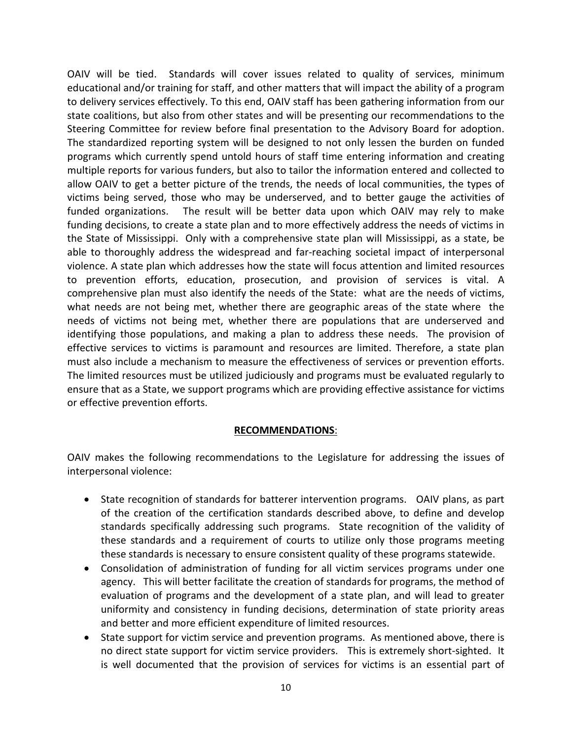OAIV will be tied. Standards will cover issues related to quality of services, minimum educational and/or training for staff, and other matters that will impact the ability of a program to delivery services effectively. To this end, OAIV staff has been gathering information from our state coalitions, but also from other states and will be presenting our recommendations to the Steering Committee for review before final presentation to the Advisory Board for adoption. The standardized reporting system will be designed to not only lessen the burden on funded programs which currently spend untold hours of staff time entering information and creating multiple reports for various funders, but also to tailor the information entered and collected to allow OAIV to get a better picture of the trends, the needs of local communities, the types of victims being served, those who may be underserved, and to better gauge the activities of funded organizations. The result will be better data upon which OAIV may rely to make funding decisions, to create a state plan and to more effectively address the needs of victims in the State of Mississippi. Only with a comprehensive state plan will Mississippi, as a state, be able to thoroughly address the widespread and far-reaching societal impact of interpersonal violence. A state plan which addresses how the state will focus attention and limited resources to prevention efforts, education, prosecution, and provision of services is vital. A comprehensive plan must also identify the needs of the State: what are the needs of victims, what needs are not being met, whether there are geographic areas of the state where the needs of victims not being met, whether there are populations that are underserved and identifying those populations, and making a plan to address these needs. The provision of effective services to victims is paramount and resources are limited. Therefore, a state plan must also include a mechanism to measure the effectiveness of services or prevention efforts. The limited resources must be utilized judiciously and programs must be evaluated regularly to ensure that as a State, we support programs which are providing effective assistance for victims or effective prevention efforts.

## **RECOMMENDATIONS**:

OAIV makes the following recommendations to the Legislature for addressing the issues of interpersonal violence:

- State recognition of standards for batterer intervention programs. OAIV plans, as part of the creation of the certification standards described above, to define and develop standards specifically addressing such programs. State recognition of the validity of these standards and a requirement of courts to utilize only those programs meeting these standards is necessary to ensure consistent quality of these programs statewide.
- Consolidation of administration of funding for all victim services programs under one agency. This will better facilitate the creation of standards for programs, the method of evaluation of programs and the development of a state plan, and will lead to greater uniformity and consistency in funding decisions, determination of state priority areas and better and more efficient expenditure of limited resources.
- State support for victim service and prevention programs. As mentioned above, there is no direct state support for victim service providers. This is extremely short-sighted. It is well documented that the provision of services for victims is an essential part of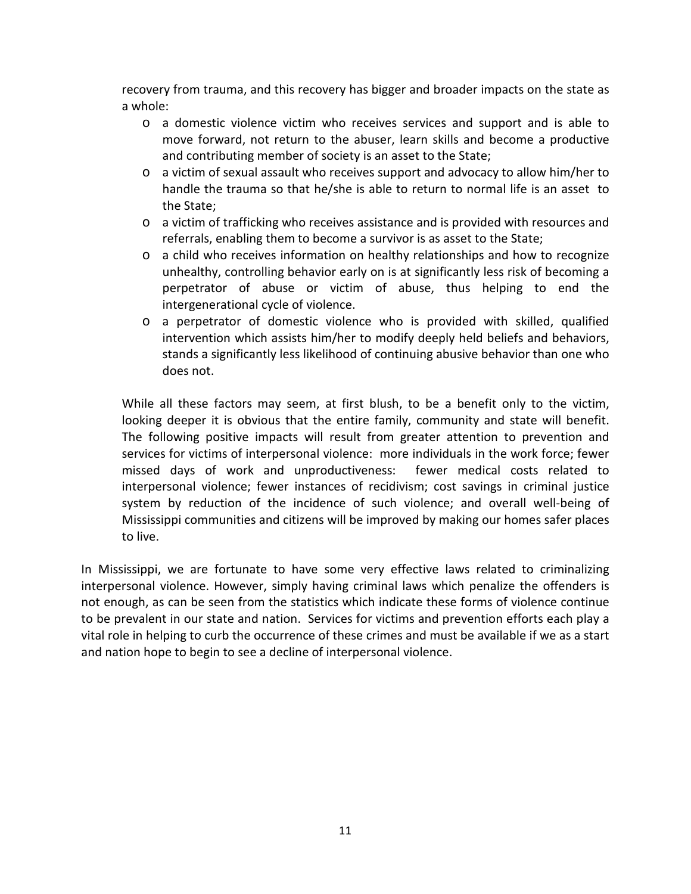recovery from trauma, and this recovery has bigger and broader impacts on the state as a whole:

- a domestic violence victim who receives services and support and is able to move forward, not return to the abuser, learn skills and become a productive and contributing member of society is an asset to the State;
- a victim of sexual assault who receives support and advocacy to allow him/her to handle the trauma so that he/she is able to return to normal life is an asset to the State;
- a victim of trafficking who receives assistance and is provided with resources and referrals, enabling them to become a survivor is as asset to the State;
- a child who receives information on healthy relationships and how to recognize unhealthy, controlling behavior early on is at significantly less risk of becoming a perpetrator of abuse or victim of abuse, thus helping to end the intergenerational cycle of violence.
- a perpetrator of domestic violence who is provided with skilled, qualified intervention which assists him/her to modify deeply held beliefs and behaviors, stands a significantly less likelihood of continuing abusive behavior than one who does not.

While all these factors may seem, at first blush, to be a benefit only to the victim, looking deeper it is obvious that the entire family, community and state will benefit. The following positive impacts will result from greater attention to prevention and services for victims of interpersonal violence: more individuals in the work force; fewer missed days of work and unproductiveness: fewer medical costs related to interpersonal violence; fewer instances of recidivism; cost savings in criminal justice system by reduction of the incidence of such violence; and overall well-being of Mississippi communities and citizens will be improved by making our homes safer places to live.

In Mississippi, we are fortunate to have some very effective laws related to criminalizing interpersonal violence. However, simply having criminal laws which penalize the offenders is not enough, as can be seen from the statistics which indicate these forms of violence continue to be prevalent in our state and nation. Services for victims and prevention efforts each play a vital role in helping to curb the occurrence of these crimes and must be available if we as a start and nation hope to begin to see a decline of interpersonal violence.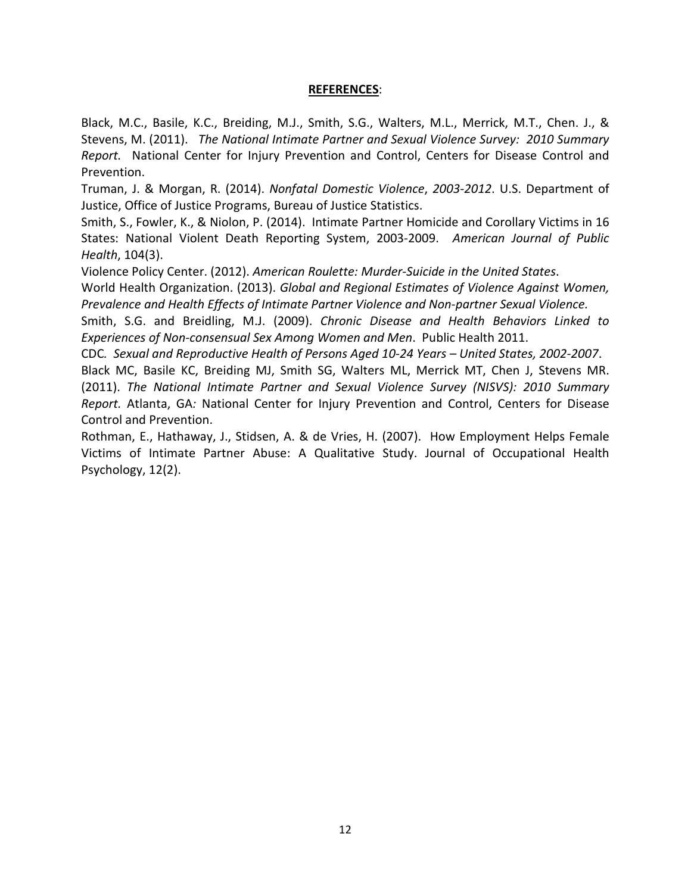**REFERENCES**:

Black, M.C., Basile, K.C., Breiding, M.J., Smith, S.G., Walters, M.L., Merrick, M.T., Chen. J., & Stevens, M. (2011). *The National Intimate Partner and Sexual Violence Survey: 2010 Summary Report.* National Center for Injury Prevention and Control, Centers for Disease Control and Prevention.

Truman, J. & Morgan, R. (2014). *Nonfatal Domestic Violence*, *2003-2012*. U.S. Department of Justice, Office of Justice Programs, Bureau of Justice Statistics.

Smith, S., Fowler, K., & Niolon, P. (2014). Intimate Partner Homicide and Corollary Victims in 16 States: National Violent Death Reporting System, 2003-2009. *American Journal of Public Health*, 104(3).

Violence Policy Center. (2012). *American Roulette: Murder-Suicide in the United States*.

World Health Organization. (2013). *Global and Regional Estimates of Violence Against Women, Prevalence and Health Effects of Intimate Partner Violence and Non-partner Sexual Violence.*

Smith, S.G. and Breidling, M.J. (2009). *Chronic Disease and Health Behaviors Linked to Experiences of Non-consensual Sex Among Women and Men*. Public Health 2011.

CDC*. Sexual and Reproductive Health of Persons Aged 10-24 Years – United States, 2002-2007*.

Black MC, Basile KC, Breiding MJ, Smith SG, Walters ML, Merrick MT, Chen J, Stevens MR. (2011). *The National Intimate Partner and Sexual Violence Survey (NISVS): 2010 Summary Report.* Atlanta, GA*:* National Center for Injury Prevention and Control, Centers for Disease Control and Prevention.

Rothman, E., Hathaway, J., Stidsen, A. & de Vries, H. (2007). How Employment Helps Female Victims of Intimate Partner Abuse: A Qualitative Study. Journal of Occupational Health Psychology, 12(2).